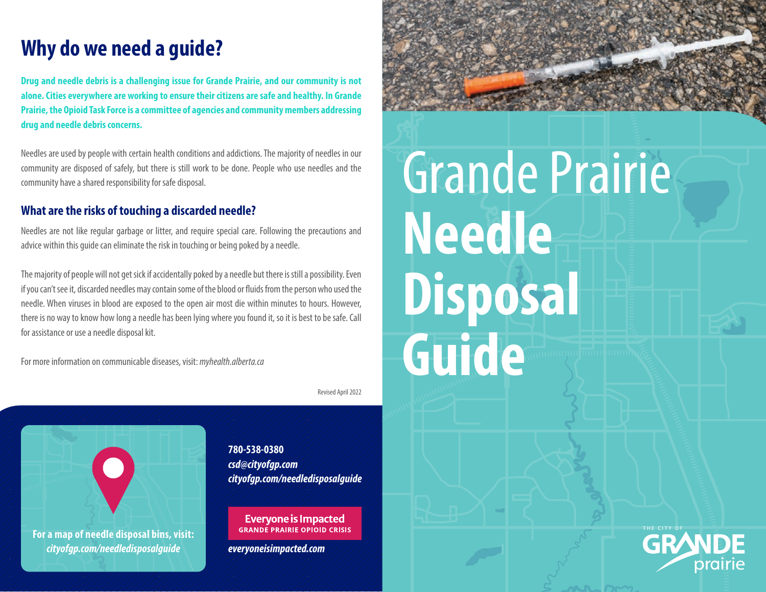# Grande Prairie Needle Disposal Guide

## Why do we need a guide?

**Drug and needle debris is a challenging issue for Grande Prairie, and our community is not alone. Cities everywhere are working to ensure their citizens are safe and healthy. In Grande Prairie, the Opioid Task Force is a committee of agencies and community members addressing drug and needle debris concerns.**

Needles are used by people with certain health conditions and addictions. The majority of needles in our community are disposed of safely, but there is still work to be done. People who use needles and the community have a shared responsibility for safe disposal.

### What are the risks of touching a discarded needle?

Needles are not like regular garbage or litter, and require special care. Following the precautions and advice within this guide can eliminate the risk in touching or being poked by a needle.

The majority of people will not get sick if accidentally poked by a needle but there is still a possibility. Even if you can't see it, discarded needles may contain some of the blood or fluids from the person who used the needle. When viruses in blood are exposed to the open air most die within minutes to hours. However, there is no way to know how long a needle has been lying where you found it, so it is best to be safe. Call for assistance or use a needle disposal kit.

For more information on communicable diseases, visit: *myhealth.alberta.ca*

Revised April 2022

**For a map of needle disposal bins, visit:** ***cityofgp.com/needledisposalguide***

**780-538-0380**
***csd@cityofgp.com***
***cityofgp.com/needledisposalguide***

**Everyone is Impacted**
**GRANDE PRAIRIE OPIOID CRISIS**
***everyoneisimpacted.com***

THE CITY OF GRANDE prairie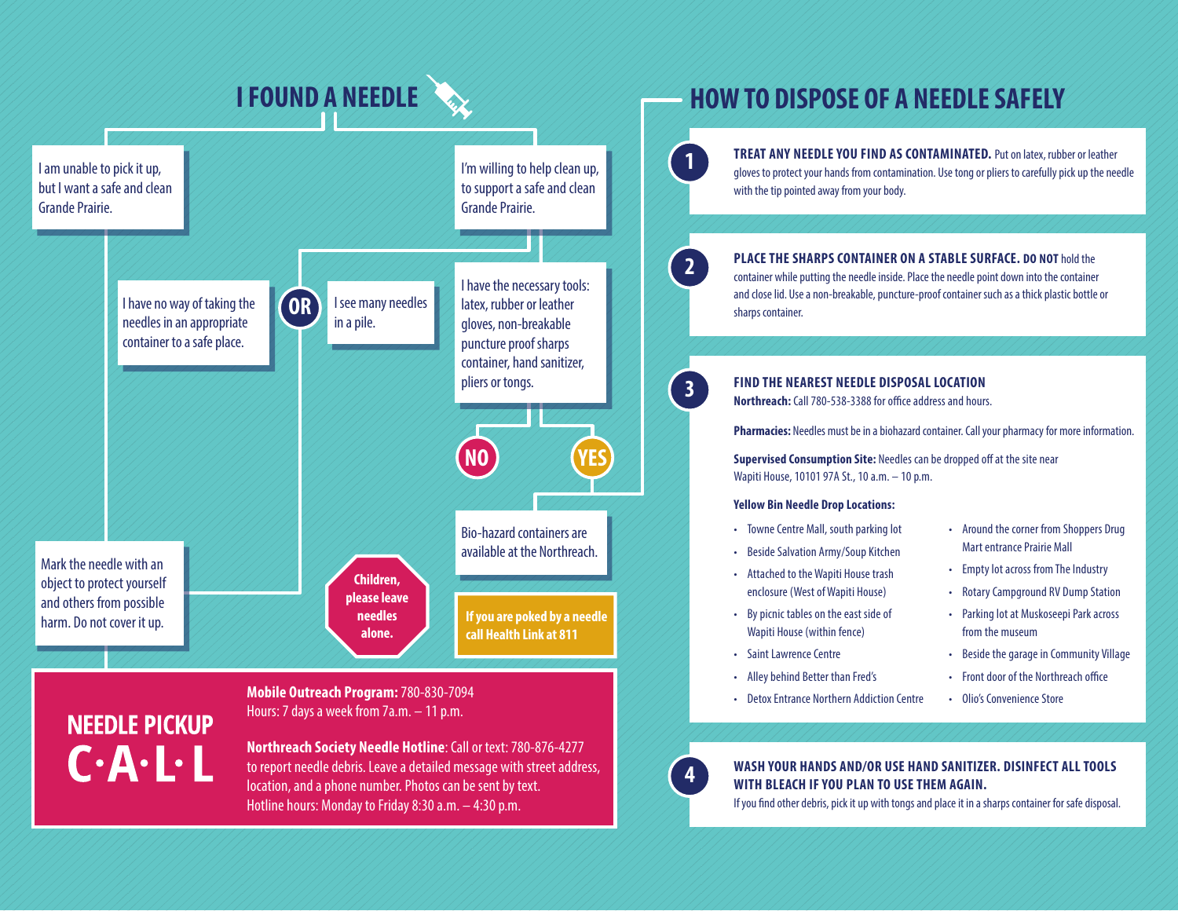# I FOUND A NEEDLE

I am unable to pick it up, but I want a safe and clean Grande Prairie.

I'm willing to help clean up, to support a safe and clean Grande Prairie.

I have no way of taking the needles in an appropriate container to a safe place.

**OR**

I see many needles in a pile.

I have the necessary tools: latex, rubber or leather gloves, non-breakable puncture proof sharps container, hand sanitizer, pliers or tongs.

**NO**

**YES**

Bio-hazard containers are available at the Northreach.

Mark the needle with an object to protect yourself and others from possible harm. Do not cover it up.

**Children, please leave needles alone.**

**If you are poked by a needle call Health Link at 811**

## NEEDLE PICKUP C·A·L·L

**Mobile Outreach Program:** 780-830-7094
Hours: 7 days a week from 7a.m. – 11 p.m.

**Northreach Society Needle Hotline**: Call or text: 780-876-4277 to report needle debris. Leave a detailed message with street address, location, and a phone number. Photos can be sent by text.
Hotline hours: Monday to Friday 8:30 a.m. – 4:30 p.m.

# HOW TO DISPOSE OF A NEEDLE SAFELY

**1** **TREAT ANY NEEDLE YOU FIND AS CONTAMINATED.** Put on latex, rubber or leather gloves to protect your hands from contamination. Use tong or pliers to carefully pick up the needle with the tip pointed away from your body.

**2** **PLACE THE SHARPS CONTAINER ON A STABLE SURFACE. DO NOT** hold the container while putting the needle inside. Place the needle point down into the container and close lid. Use a non-breakable, puncture-proof container such as a thick plastic bottle or sharps container.

**3** **FIND THE NEAREST NEEDLE DISPOSAL LOCATION**

**Northreach:** Call 780-538-3388 for office address and hours.

**Pharmacies:** Needles must be in a biohazard container. Call your pharmacy for more information.

**Supervised Consumption Site:** Needles can be dropped off at the site near Wapiti House, 10101 97A St., 10 a.m. – 10 p.m.

**Yellow Bin Needle Drop Locations:**

- Towne Centre Mall, south parking lot
- Beside Salvation Army/Soup Kitchen
- Attached to the Wapiti House trash enclosure (West of Wapiti House)
- By picnic tables on the east side of Wapiti House (within fence)
- Saint Lawrence Centre
- Alley behind Better than Fred's
- Detox Entrance Northern Addiction Centre
- Around the corner from Shoppers Drug Mart entrance Prairie Mall
- Empty lot across from The Industry
- Rotary Campground RV Dump Station
- Parking lot at Muskoseepi Park across from the museum
- Beside the garage in Community Village
- Front door of the Northreach office
- Olio's Convenience Store

**4** **WASH YOUR HANDS AND/OR USE HAND SANITIZER. DISINFECT ALL TOOLS WITH BLEACH IF YOU PLAN TO USE THEM AGAIN.**
If you find other debris, pick it up with tongs and place it in a sharps container for safe disposal.